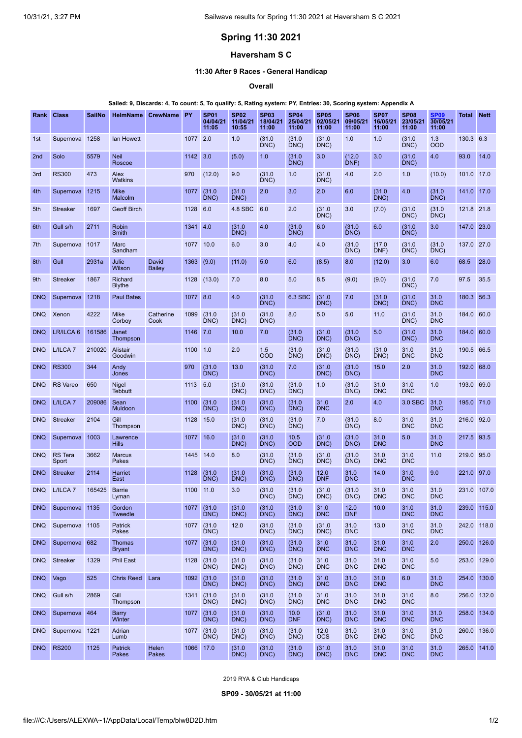# Spring 11:30 2021

## Haversham S C

### 11:30 After 9 Races - General Handicap

#### Overall

**Sailed: 9, Discards: 4, To count: 5, To qualify: 5, Rating system: PY, Entries: 30, Scoring system: Appendix A**

| Rank | Class | SailNo | HelmName | CrewName | PY | SP01 04/04/21 11:05 | SP02 11/04/21 10:55 | SP03 18/04/21 11:00 | SP04 25/04/21 11:00 | SP05 02/05/21 11:00 | SP06 09/05/21 11:00 | SP07 16/05/21 11:00 | SP08 23/05/21 11:00 | SP09 30/05/21 11:00 | Total | Nett |
|---|---|---|---|---|---|---|---|---|---|---|---|---|---|---|---|---|
| 1st | Supernova | 1258 | Ian Howett | | 1077 | 2.0 | 1.0 | (31.0 DNC) | (31.0 DNC) | (31.0 DNC) | 1.0 | 1.0 | (31.0 DNC) | 1.3 OOD | 130.3 | 6.3 |
| 2nd | Solo | 5579 | Neil Roscoe | | 1142 | 3.0 | (5.0) | 1.0 | (31.0 DNC) | 3.0 | (12.0 DNF) | 3.0 | (31.0 DNC) | 4.0 | 93.0 | 14.0 |
| 3rd | RS300 | 473 | Alex Watkins | | 970 | (12.0) | 9.0 | (31.0 DNC) | 1.0 | (31.0 DNC) | 4.0 | 2.0 | 1.0 | (10.0) | 101.0 | 17.0 |
| 4th | Supernova | 1215 | Mike Malcolm | | 1077 | (31.0 DNC) | (31.0 DNC) | 2.0 | 3.0 | 2.0 | 6.0 | (31.0 DNC) | 4.0 | (31.0 DNC) | 141.0 | 17.0 |
| 5th | Streaker | 1697 | Geoff Birch | | 1128 | 6.0 | 4.8 SBC | 6.0 | 2.0 | (31.0 DNC) | 3.0 | (7.0) | (31.0 DNC) | (31.0 DNC) | 121.8 | 21.8 |
| 6th | Gull s/h | 2711 | Robin Smith | | 1341 | 4.0 | (31.0 DNC) | 4.0 | (31.0 DNC) | 6.0 | (31.0 DNC) | 6.0 | (31.0 DNC) | 3.0 | 147.0 | 23.0 |
| 7th | Supernova | 1017 | Marc Sandham | | 1077 | 10.0 | 6.0 | 3.0 | 4.0 | 4.0 | (31.0 DNC) | (17.0 DNF) | (31.0 DNC) | (31.0 DNC) | 137.0 | 27.0 |
| 8th | Gull | 2931a | Julie Wilson | David Bailey | 1363 | (9.0) | (11.0) | 5.0 | 6.0 | (8.5) | 8.0 | (12.0) | 3.0 | 6.0 | 68.5 | 28.0 |
| 9th | Streaker | 1867 | Richard Blythe | | 1128 | (13.0) | 7.0 | 8.0 | 5.0 | 8.5 | (9.0) | (9.0) | (31.0 DNC) | 7.0 | 97.5 | 35.5 |
| DNQ | Supernova | 1218 | Paul Bates | | 1077 | 8.0 | 4.0 | (31.0 DNC) | 6.3 SBC | (31.0 DNC) | 7.0 | (31.0 DNC) | (31.0 DNC) | 31.0 DNC | 180.3 | 56.3 |
| DNQ | Xenon | 4222 | Mike Corboy | Catherine Cook | 1099 | (31.0 DNC) | (31.0 DNC) | (31.0 DNC) | 8.0 | 5.0 | 5.0 | 11.0 | (31.0 DNC) | 31.0 DNC | 184.0 | 60.0 |
| DNQ | LR/ILCA 6 | 161586 | Janet Thompson | | 1146 | 7.0 | 10.0 | 7.0 | (31.0 DNC) | (31.0 DNC) | (31.0 DNC) | 5.0 | (31.0 DNC) | 31.0 DNC | 184.0 | 60.0 |
| DNQ | L/ILCA 7 | 210020 | Alistair Goodwin | | 1100 | 1.0 | 2.0 | 1.5 OOD | (31.0 DNC) | (31.0 DNC) | (31.0 DNC) | (31.0 DNC) | 31.0 DNC | 31.0 DNC | 190.5 | 66.5 |
| DNQ | RS300 | 344 | Andy Jones | | 970 | (31.0 DNC) | 13.0 | (31.0 DNC) | 7.0 | (31.0 DNC) | (31.0 DNC) | 15.0 | 2.0 | 31.0 DNC | 192.0 | 68.0 |
| DNQ | RS Vareo | 650 | Nigel Tebbutt | | 1113 | 5.0 | (31.0 DNC) | (31.0 DNC) | (31.0 DNC) | 1.0 | (31.0 DNC) | 31.0 DNC | 31.0 DNC | 1.0 | 193.0 | 69.0 |
| DNQ | L/ILCA 7 | 209086 | Sean Muldoon | | 1100 | (31.0 DNC) | (31.0 DNC) | (31.0 DNC) | (31.0 DNC) | 31.0 DNC | 2.0 | 4.0 | 3.0 SBC | 31.0 DNC | 195.0 | 71.0 |
| DNQ | Streaker | 2104 | Gill Thompson | | 1128 | 15.0 | (31.0 DNC) | (31.0 DNC) | (31.0 DNC) | 7.0 | (31.0 DNC) | 8.0 | 31.0 DNC | 31.0 DNC | 216.0 | 92.0 |
| DNQ | Supernova | 1003 | Lawrence Hills | | 1077 | 16.0 | (31.0 DNC) | (31.0 DNC) | 10.5 OOD | (31.0 DNC) | (31.0 DNC) | 31.0 DNC | 5.0 | 31.0 DNC | 217.5 | 93.5 |
| DNQ | RS Tera Sport | 3662 | Marcus Pakes | | 1445 | 14.0 | 8.0 | (31.0 DNC) | (31.0 DNC) | (31.0 DNC) | (31.0 DNC) | 31.0 DNC | 31.0 DNC | 11.0 | 219.0 | 95.0 |
| DNQ | Streaker | 2114 | Harriet East | | 1128 | (31.0 DNC) | (31.0 DNC) | (31.0 DNC) | (31.0 DNC) | 12.0 DNF | 31.0 DNC | 14.0 | 31.0 DNC | 9.0 | 221.0 | 97.0 |
| DNQ | L/ILCA 7 | 165425 | Barrie Lyman | | 1100 | 11.0 | 3.0 | (31.0 DNC) | (31.0 DNC) | (31.0 DNC) | (31.0 DNC) | 31.0 DNC | 31.0 DNC | 31.0 DNC | 231.0 | 107.0 |
| DNQ | Supernova | 1135 | Gordon Tweedle | | 1077 | (31.0 DNC) | (31.0 DNC) | (31.0 DNC) | (31.0 DNC) | 31.0 DNC | 12.0 DNF | 10.0 | 31.0 DNC | 31.0 DNC | 239.0 | 115.0 |
| DNQ | Supernova | 1105 | Patrick Pakes | | 1077 | (31.0 DNC) | 12.0 | (31.0 DNC) | (31.0 DNC) | (31.0 DNC) | 31.0 DNC | 13.0 | 31.0 DNC | 31.0 DNC | 242.0 | 118.0 |
| DNQ | Supernova | 682 | Thomas Bryant | | 1077 | (31.0 DNC) | (31.0 DNC) | (31.0 DNC) | (31.0 DNC) | 31.0 DNC | 31.0 DNC | 31.0 DNC | 31.0 DNC | 2.0 | 250.0 | 126.0 |
| DNQ | Streaker | 1329 | Phil East | | 1128 | (31.0 DNC) | (31.0 DNC) | (31.0 DNC) | (31.0 DNC) | 31.0 DNC | 31.0 DNC | 31.0 DNC | 31.0 DNC | 5.0 | 253.0 | 129.0 |
| DNQ | Vago | 525 | Chris Reed | Lara | 1092 | (31.0 DNC) | (31.0 DNC) | (31.0 DNC) | (31.0 DNC) | 31.0 DNC | 31.0 DNC | 31.0 DNC | 6.0 | 31.0 DNC | 254.0 | 130.0 |
| DNQ | Gull s/h | 2869 | Gill Thompson | | 1341 | (31.0 DNC) | (31.0 DNC) | (31.0 DNC) | (31.0 DNC) | 31.0 DNC | 31.0 DNC | 31.0 DNC | 31.0 DNC | 8.0 | 256.0 | 132.0 |
| DNQ | Supernova | 464 | Barry Winter | | 1077 | (31.0 DNC) | (31.0 DNC) | (31.0 DNC) | 10.0 DNF | (31.0 DNC) | 31.0 DNC | 31.0 DNC | 31.0 DNC | 31.0 DNC | 258.0 | 134.0 |
| DNQ | Supernova | 1221 | Adrian Lumb | | 1077 | (31.0 DNC) | (31.0 DNC) | (31.0 DNC) | (31.0 DNC) | 12.0 OCS | 31.0 DNC | 31.0 DNC | 31.0 DNC | 31.0 DNC | 260.0 | 136.0 |
| DNQ | RS200 | 1125 | Patrick Pakes | Helen Pakes | 1066 | 17.0 | (31.0 DNC) | (31.0 DNC) | (31.0 DNC) | (31.0 DNC) | 31.0 DNC | 31.0 DNC | 31.0 DNC | 31.0 DNC | 265.0 | 141.0 |

2019 RYA & Club Handicaps

**SP09 - 30/05/21 at 11:00**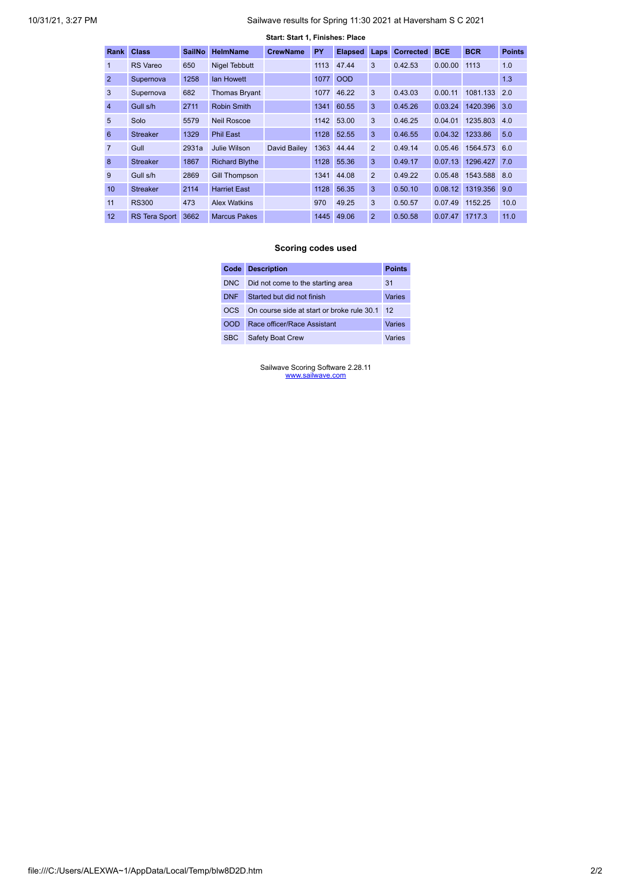**Start: Start 1, Finishes: Place**

| Rank | Class | SailNo | HelmName | CrewName | PY | Elapsed | Laps | Corrected | BCE | BCR | Points |
|---|---|---|---|---|---|---|---|---|---|---|---|
| 1 | RS Vareo | 650 | Nigel Tebbutt | | 1113 | 47.44 | 3 | 0.42.53 | 0.00.00 | 1113 | 1.0 |
| 2 | Supernova | 1258 | Ian Howett | | 1077 | OOD | | | | | 1.3 |
| 3 | Supernova | 682 | Thomas Bryant | | 1077 | 46.22 | 3 | 0.43.03 | 0.00.11 | 1081.133 | 2.0 |
| 4 | Gull s/h | 2711 | Robin Smith | | 1341 | 60.55 | 3 | 0.45.26 | 0.03.24 | 1420.396 | 3.0 |
| 5 | Solo | 5579 | Neil Roscoe | | 1142 | 53.00 | 3 | 0.46.25 | 0.04.01 | 1235.803 | 4.0 |
| 6 | Streaker | 1329 | Phil East | | 1128 | 52.55 | 3 | 0.46.55 | 0.04.32 | 1233.86 | 5.0 |
| 7 | Gull | 2931a | Julie Wilson | David Bailey | 1363 | 44.44 | 2 | 0.49.14 | 0.05.46 | 1564.573 | 6.0 |
| 8 | Streaker | 1867 | Richard Blythe | | 1128 | 55.36 | 3 | 0.49.17 | 0.07.13 | 1296.427 | 7.0 |
| 9 | Gull s/h | 2869 | Gill Thompson | | 1341 | 44.08 | 2 | 0.49.22 | 0.05.48 | 1543.588 | 8.0 |
| 10 | Streaker | 2114 | Harriet East | | 1128 | 56.35 | 3 | 0.50.10 | 0.08.12 | 1319.356 | 9.0 |
| 11 | RS300 | 473 | Alex Watkins | | 970 | 49.25 | 3 | 0.50.57 | 0.07.49 | 1152.25 | 10.0 |
| 12 | RS Tera Sport | 3662 | Marcus Pakes | | 1445 | 49.06 | 2 | 0.50.58 | 0.07.47 | 1717.3 | 11.0 |

### Scoring codes used

| Code | Description | Points |
|---|---|---|
| DNC | Did not come to the starting area | 31 |
| DNF | Started but did not finish | Varies |
| OCS | On course side at start or broke rule 30.1 | 12 |
| OOD | Race officer/Race Assistant | Varies |
| SBC | Safety Boat Crew | Varies |

Sailwave Scoring Software 2.28.11
www.sailwave.com